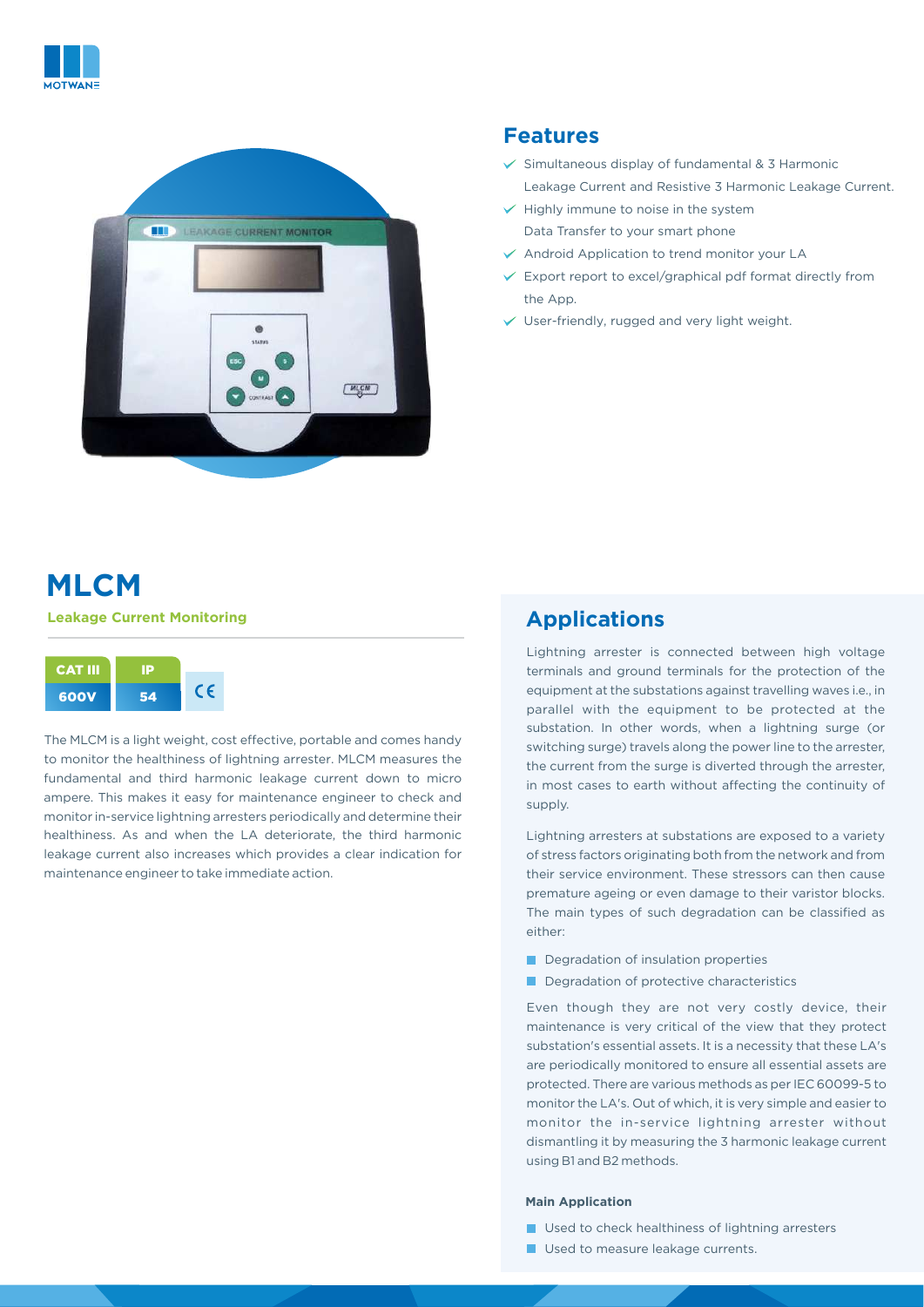# MLCM

**Leakage Current Monitoring**

| CAT III | IP | CE |
|---|---|---|
| 600V | 54 | |

The MLCM is a light weight, cost effective, portable and comes handy to monitor the healthiness of lightning arrester. MLCM measures the fundamental and third harmonic leakage current down to micro ampere. This makes it easy for maintenance engineer to check and monitor in-service lightning arresters periodically and determine their healthiness. As and when the LA deteriorate, the third harmonic leakage current also increases which provides a clear indication for maintenance engineer to take immediate action.

## Features

- Simultaneous display of fundamental & 3 Harmonic Leakage Current and Resistive 3 Harmonic Leakage Current.
- Highly immune to noise in the system Data Transfer to your smart phone
- Android Application to trend monitor your LA
- Export report to excel/graphical pdf format directly from the App.
- User-friendly, rugged and very light weight.

## Applications

Lightning arrester is connected between high voltage terminals and ground terminals for the protection of the equipment at the substations against travelling waves i.e., in parallel with the equipment to be protected at the substation. In other words, when a lightning surge (or switching surge) travels along the power line to the arrester, the current from the surge is diverted through the arrester, in most cases to earth without affecting the continuity of supply.

Lightning arresters at substations are exposed to a variety of stress factors originating both from the network and from their service environment. These stressors can then cause premature ageing or even damage to their varistor blocks. The main types of such degradation can be classified as either:

- Degradation of insulation properties
- Degradation of protective characteristics

Even though they are not very costly device, their maintenance is very critical of the view that they protect substation's essential assets. It is a necessity that these LA's are periodically monitored to ensure all essential assets are protected. There are various methods as per IEC 60099-5 to monitor the LA's. Out of which, it is very simple and easier to monitor the in-service lightning arrester without dismantling it by measuring the 3 harmonic leakage current using B1 and B2 methods.

**Main Application**

- Used to check healthiness of lightning arresters
- Used to measure leakage currents.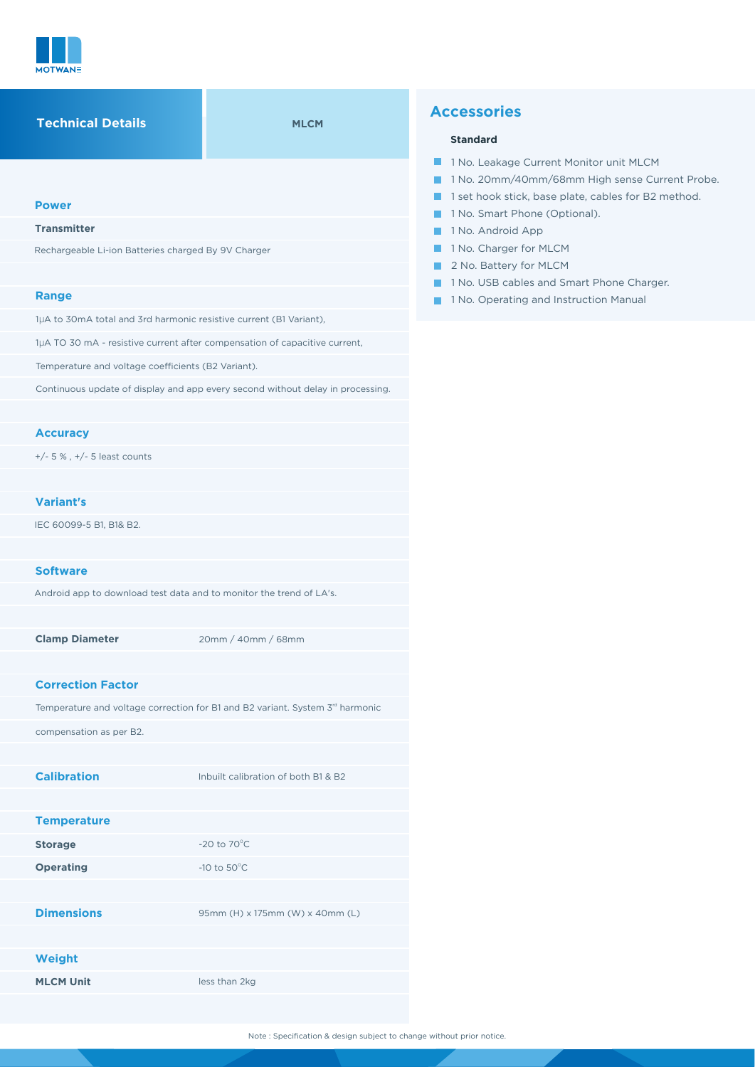## Technical Details

**MLCM**

### Power

**Transmitter**

Rechargeable Li-ion Batteries charged By 9V Charger

### Range

1μA to 30mA total and 3rd harmonic resistive current (B1 Variant),

1μA TO 30 mA - resistive current after compensation of capacitive current,

Temperature and voltage coefficients (B2 Variant).

Continuous update of display and app every second without delay in processing.

### Accuracy

+/- 5 % , +/- 5 least counts

### Variant's

IEC 60099-5 B1, B1& B2.

### Software

Android app to download test data and to monitor the trend of LA's.

| | |
|---|---|
| **Clamp Diameter** | 20mm / 40mm / 68mm |

### Correction Factor

Temperature and voltage correction for B1 and B2 variant. System 3rd harmonic compensation as per B2.

| | |
|---|---|
| **Calibration** | Inbuilt calibration of both B1 & B2 |

### Temperature

| | |
|---|---|
| **Storage** | -20 to 70°C |
| **Operating** | -10 to 50°C |

| | |
|---|---|
| **Dimensions** | 95mm (H) x 175mm (W) x 40mm (L) |

### Weight

| | |
|---|---|
| **MLCM Unit** | less than 2kg |

## Accessories

**Standard**

- 1 No. Leakage Current Monitor unit MLCM
- 1 No. 20mm/40mm/68mm High sense Current Probe.
- 1 set hook stick, base plate, cables for B2 method.
- 1 No. Smart Phone (Optional).
- 1 No. Android App
- 1 No. Charger for MLCM
- 2 No. Battery for MLCM
- 1 No. USB cables and Smart Phone Charger.
- 1 No. Operating and Instruction Manual

Note : Specification & design subject to change without prior notice.